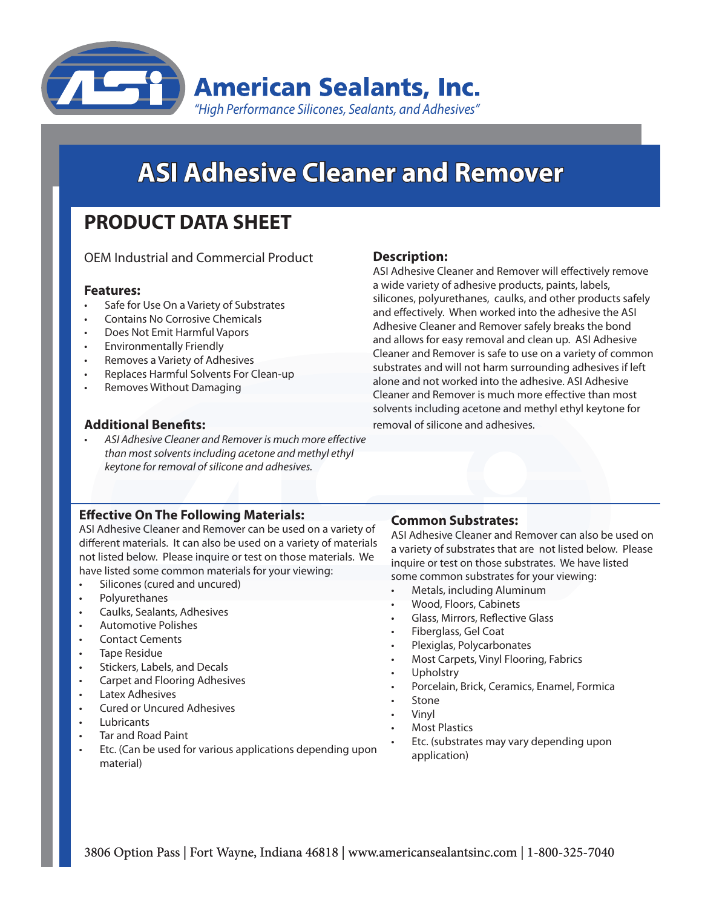# American Sealants, Inc.

*"High Performance Silicones, Sealants, and Adhesives"*

# ASI Adhesive Cleaner and Remover

## PRODUCT DATA SHEET

OEM Industrial and Commercial Product

### Features:

- Safe for Use On a Variety of Substrates
- Contains No Corrosive Chemicals
- Does Not Emit Harmful Vapors
- Environmentally Friendly
- Removes a Variety of Adhesives
- Replaces Harmful Solvents For Clean-up
- Removes Without Damaging

### Additional Benefits:

- *ASI Adhesive Cleaner and Remover is much more effective than most solvents including acetone and methyl ethyl keytone for removal of silicone and adhesives.*

### Description:

ASI Adhesive Cleaner and Remover will effectively remove a wide variety of adhesive products, paints, labels, silicones, polyurethanes, caulks, and other products safely and effectively. When worked into the adhesive the ASI Adhesive Cleaner and Remover safely breaks the bond and allows for easy removal and clean up. ASI Adhesive Cleaner and Remover is safe to use on a variety of common substrates and will not harm surrounding adhesives if left alone and not worked into the adhesive. ASI Adhesive Cleaner and Remover is much more effective than most solvents including acetone and methyl ethyl keytone for removal of silicone and adhesives.

### Effective On The Following Materials:

ASI Adhesive Cleaner and Remover can be used on a variety of different materials. It can also be used on a variety of materials not listed below. Please inquire or test on those materials. We have listed some common materials for your viewing:

- Silicones (cured and uncured)
- Polyurethanes
- Caulks, Sealants, Adhesives
- Automotive Polishes
- Contact Cements
- Tape Residue
- Stickers, Labels, and Decals
- Carpet and Flooring Adhesives
- Latex Adhesives
- Cured or Uncured Adhesives
- Lubricants
- Tar and Road Paint
- Etc. (Can be used for various applications depending upon material)

### Common Substrates:

ASI Adhesive Cleaner and Remover can also be used on a variety of substrates that are not listed below. Please inquire or test on those substrates. We have listed some common substrates for your viewing:

- Metals, including Aluminum
- Wood, Floors, Cabinets
- Glass, Mirrors, Reflective Glass
- Fiberglass, Gel Coat
- Plexiglas, Polycarbonates
- Most Carpets, Vinyl Flooring, Fabrics
- Upholstry
- Porcelain, Brick, Ceramics, Enamel, Formica
- Stone
- Vinyl
- Most Plastics
- Etc. (substrates may vary depending upon application)

3806 Option Pass | Fort Wayne, Indiana 46818 | www.americansealantsinc.com | 1-800-325-7040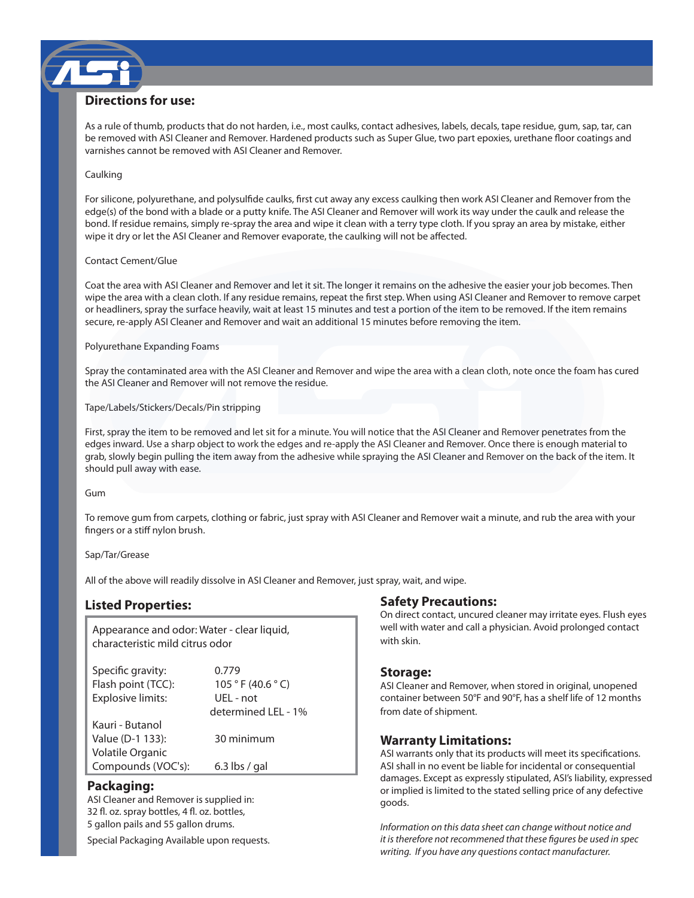## Directions for use:

As a rule of thumb, products that do not harden, i.e., most caulks, contact adhesives, labels, decals, tape residue, gum, sap, tar, can be removed with ASI Cleaner and Remover. Hardened products such as Super Glue, two part epoxies, urethane floor coatings and varnishes cannot be removed with ASI Cleaner and Remover.

Caulking

For silicone, polyurethane, and polysulfide caulks, first cut away any excess caulking then work ASI Cleaner and Remover from the edge(s) of the bond with a blade or a putty knife. The ASI Cleaner and Remover will work its way under the caulk and release the bond. If residue remains, simply re-spray the area and wipe it clean with a terry type cloth. If you spray an area by mistake, either wipe it dry or let the ASI Cleaner and Remover evaporate, the caulking will not be affected.

Contact Cement/Glue

Coat the area with ASI Cleaner and Remover and let it sit. The longer it remains on the adhesive the easier your job becomes. Then wipe the area with a clean cloth. If any residue remains, repeat the first step. When using ASI Cleaner and Remover to remove carpet or headliners, spray the surface heavily, wait at least 15 minutes and test a portion of the item to be removed. If the item remains secure, re-apply ASI Cleaner and Remover and wait an additional 15 minutes before removing the item.

Polyurethane Expanding Foams

Spray the contaminated area with the ASI Cleaner and Remover and wipe the area with a clean cloth, note once the foam has cured the ASI Cleaner and Remover will not remove the residue.

Tape/Labels/Stickers/Decals/Pin stripping

First, spray the item to be removed and let sit for a minute. You will notice that the ASI Cleaner and Remover penetrates from the edges inward. Use a sharp object to work the edges and re-apply the ASI Cleaner and Remover. Once there is enough material to grab, slowly begin pulling the item away from the adhesive while spraying the ASI Cleaner and Remover on the back of the item. It should pull away with ease.

Gum

To remove gum from carpets, clothing or fabric, just spray with ASI Cleaner and Remover wait a minute, and rub the area with your fingers or a stiff nylon brush.

Sap/Tar/Grease

All of the above will readily dissolve in ASI Cleaner and Remover, just spray, wait, and wipe.

## Listed Properties:

Appearance and odor: Water - clear liquid, characteristic mild citrus odor

| | |
|---|---|
| Specific gravity: | 0.779 |
| Flash point (TCC): | 105 ° F (40.6 ° C) |
| Explosive limits: | UEL - not determined LEL - 1% |
| Kauri - Butanol Value (D-1 133): | 30 minimum |
| Volatile Organic Compounds (VOC's): | 6.3 lbs / gal |

## Packaging:

ASI Cleaner and Remover is supplied in:
32 fl. oz. spray bottles, 4 fl. oz. bottles,
5 gallon pails and 55 gallon drums.

Special Packaging Available upon requests.

## Safety Precautions:

On direct contact, uncured cleaner may irritate eyes. Flush eyes well with water and call a physician. Avoid prolonged contact with skin.

## Storage:

ASI Cleaner and Remover, when stored in original, unopened container between 50°F and 90°F, has a shelf life of 12 months from date of shipment.

## Warranty Limitations:

ASI warrants only that its products will meet its specifications. ASI shall in no event be liable for incidental or consequential damages. Except as expressly stipulated, ASI's liability, expressed or implied is limited to the stated selling price of any defective goods.

*Information on this data sheet can change without notice and it is therefore not recommened that these figures be used in spec writing. If you have any questions contact manufacturer.*